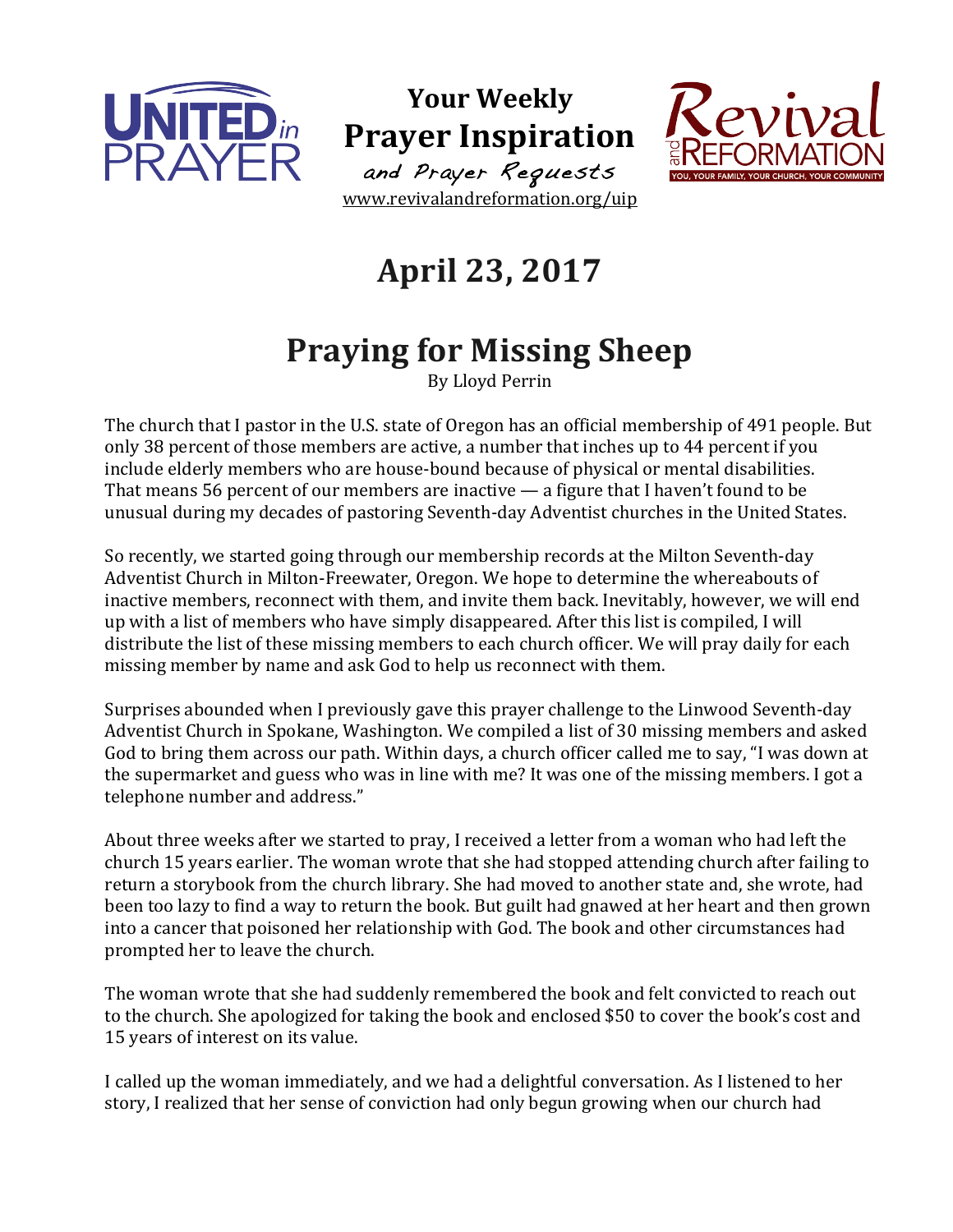**UNITED in PRAYER**

# Your Weekly Prayer Inspiration

*and Prayer Requests*

www.revivalandreformation.org/uip

**Revival and REFORMATION** — YOU, YOUR FAMILY, YOUR CHURCH, YOUR COMMUNITY

## April 23, 2017

# Praying for Missing Sheep

By Lloyd Perrin

The church that I pastor in the U.S. state of Oregon has an official membership of 491 people. But only 38 percent of those members are active, a number that inches up to 44 percent if you include elderly members who are house-bound because of physical or mental disabilities. That means 56 percent of our members are inactive — a figure that I haven't found to be unusual during my decades of pastoring Seventh-day Adventist churches in the United States.

So recently, we started going through our membership records at the Milton Seventh-day Adventist Church in Milton-Freewater, Oregon. We hope to determine the whereabouts of inactive members, reconnect with them, and invite them back. Inevitably, however, we will end up with a list of members who have simply disappeared. After this list is compiled, I will distribute the list of these missing members to each church officer. We will pray daily for each missing member by name and ask God to help us reconnect with them.

Surprises abounded when I previously gave this prayer challenge to the Linwood Seventh-day Adventist Church in Spokane, Washington. We compiled a list of 30 missing members and asked God to bring them across our path. Within days, a church officer called me to say, "I was down at the supermarket and guess who was in line with me? It was one of the missing members. I got a telephone number and address."

About three weeks after we started to pray, I received a letter from a woman who had left the church 15 years earlier. The woman wrote that she had stopped attending church after failing to return a storybook from the church library. She had moved to another state and, she wrote, had been too lazy to find a way to return the book. But guilt had gnawed at her heart and then grown into a cancer that poisoned her relationship with God. The book and other circumstances had prompted her to leave the church.

The woman wrote that she had suddenly remembered the book and felt convicted to reach out to the church. She apologized for taking the book and enclosed $50 to cover the book's cost and 15 years of interest on its value.

I called up the woman immediately, and we had a delightful conversation. As I listened to her story, I realized that her sense of conviction had only begun growing when our church had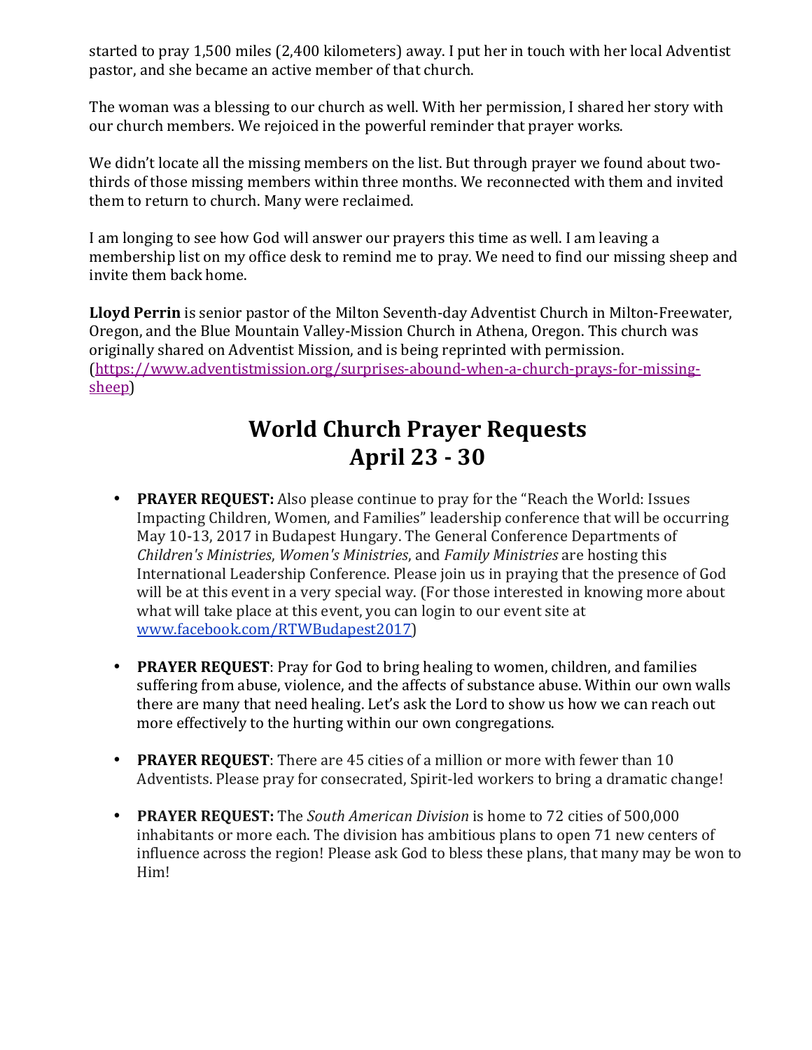started to pray 1,500 miles (2,400 kilometers) away. I put her in touch with her local Adventist pastor, and she became an active member of that church.

The woman was a blessing to our church as well. With her permission, I shared her story with our church members. We rejoiced in the powerful reminder that prayer works.

We didn't locate all the missing members on the list. But through prayer we found about two-thirds of those missing members within three months. We reconnected with them and invited them to return to church. Many were reclaimed.

I am longing to see how God will answer our prayers this time as well. I am leaving a membership list on my office desk to remind me to pray. We need to find our missing sheep and invite them back home.

**Lloyd Perrin** is senior pastor of the Milton Seventh-day Adventist Church in Milton-Freewater, Oregon, and the Blue Mountain Valley-Mission Church in Athena, Oregon. This church was originally shared on Adventist Mission, and is being reprinted with permission. (https://www.adventistmission.org/surprises-abound-when-a-church-prays-for-missing-sheep)

# World Church Prayer Requests
# April 23 - 30

- **PRAYER REQUEST:** Also please continue to pray for the "Reach the World: Issues Impacting Children, Women, and Families" leadership conference that will be occurring May 10-13, 2017 in Budapest Hungary. The General Conference Departments of *Children's Ministries*, *Women's Ministries*, and *Family Ministries* are hosting this International Leadership Conference. Please join us in praying that the presence of God will be at this event in a very special way. (For those interested in knowing more about what will take place at this event, you can login to our event site at www.facebook.com/RTWBudapest2017)

- **PRAYER REQUEST**: Pray for God to bring healing to women, children, and families suffering from abuse, violence, and the affects of substance abuse. Within our own walls there are many that need healing. Let's ask the Lord to show us how we can reach out more effectively to the hurting within our own congregations.

- **PRAYER REQUEST**: There are 45 cities of a million or more with fewer than 10 Adventists. Please pray for consecrated, Spirit-led workers to bring a dramatic change!

- **PRAYER REQUEST:** The *South American Division* is home to 72 cities of 500,000 inhabitants or more each. The division has ambitious plans to open 71 new centers of influence across the region! Please ask God to bless these plans, that many may be won to Him!